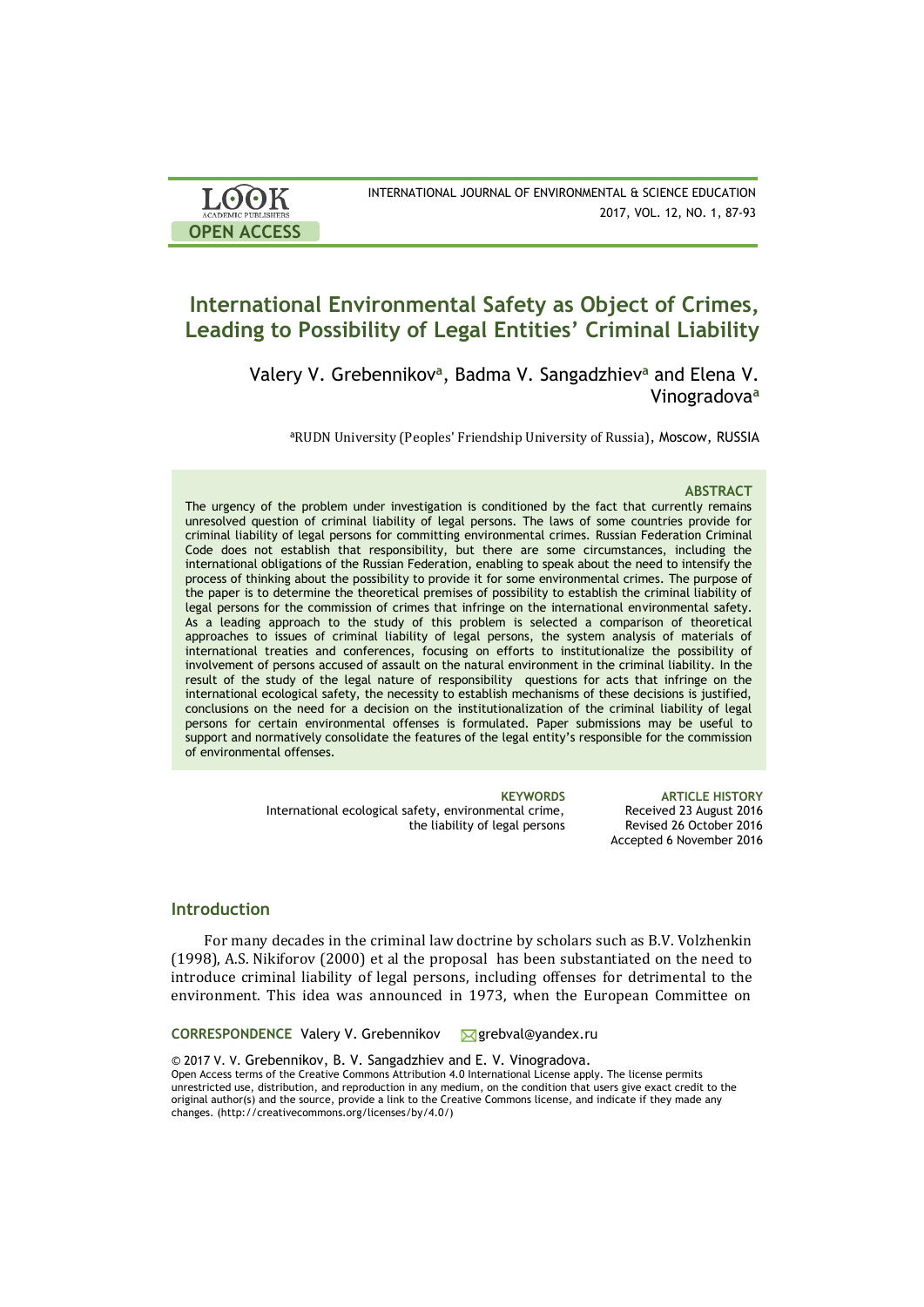# International Environmental Safety as Object of Crimes, Leading to Possibility of Legal Entities' Criminal Liability

Valery V. Grebennikov[a], Badma V. Sangadzhiev[a] and Elena V. Vinogradova[a]

[a]RUDN University (Peoples' Friendship University of Russia), Moscow, RUSSIA

### ABSTRACT

The urgency of the problem under investigation is conditioned by the fact that currently remains unresolved question of criminal liability of legal persons. The laws of some countries provide for criminal liability of legal persons for committing environmental crimes. Russian Federation Criminal Code does not establish that responsibility, but there are some circumstances, including the international obligations of the Russian Federation, enabling to speak about the need to intensify the process of thinking about the possibility to provide it for some environmental crimes. The purpose of the paper is to determine the theoretical premises of possibility to establish the criminal liability of legal persons for the commission of crimes that infringe on the international environmental safety. As a leading approach to the study of this problem is selected a comparison of theoretical approaches to issues of criminal liability of legal persons, the system analysis of materials of international treaties and conferences, focusing on efforts to institutionalize the possibility of involvement of persons accused of assault on the natural environment in the criminal liability. In the result of the study of the legal nature of responsibility questions for acts that infringe on the international ecological safety, the necessity to establish mechanisms of these decisions is justified, conclusions on the need for a decision on the institutionalization of the criminal liability of legal persons for certain environmental offenses is formulated. Paper submissions may be useful to support and normatively consolidate the features of the legal entity's responsible for the commission of environmental offenses.

**KEYWORDS**
International ecological safety, environmental crime, the liability of legal persons

**ARTICLE HISTORY**
Received 23 August 2016
Revised 26 October 2016
Accepted 6 November 2016

## Introduction

For many decades in the criminal law doctrine by scholars such as B.V. Volzhenkin (1998), A.S. Nikiforov (2000) et al the proposal has been substantiated on the need to introduce criminal liability of legal persons, including offenses for detrimental to the environment. This idea was announced in 1973, when the European Committee on

**CORRESPONDENCE** Valery V. Grebennikov grebval@yandex.ru

© 2017 V. V. Grebennikov, B. V. Sangadzhiev and E. V. Vinogradova.
Open Access terms of the Creative Commons Attribution 4.0 International License apply. The license permits unrestricted use, distribution, and reproduction in any medium, on the condition that users give exact credit to the original author(s) and the source, provide a link to the Creative Commons license, and indicate if they made any changes. (http://creativecommons.org/licenses/by/4.0/)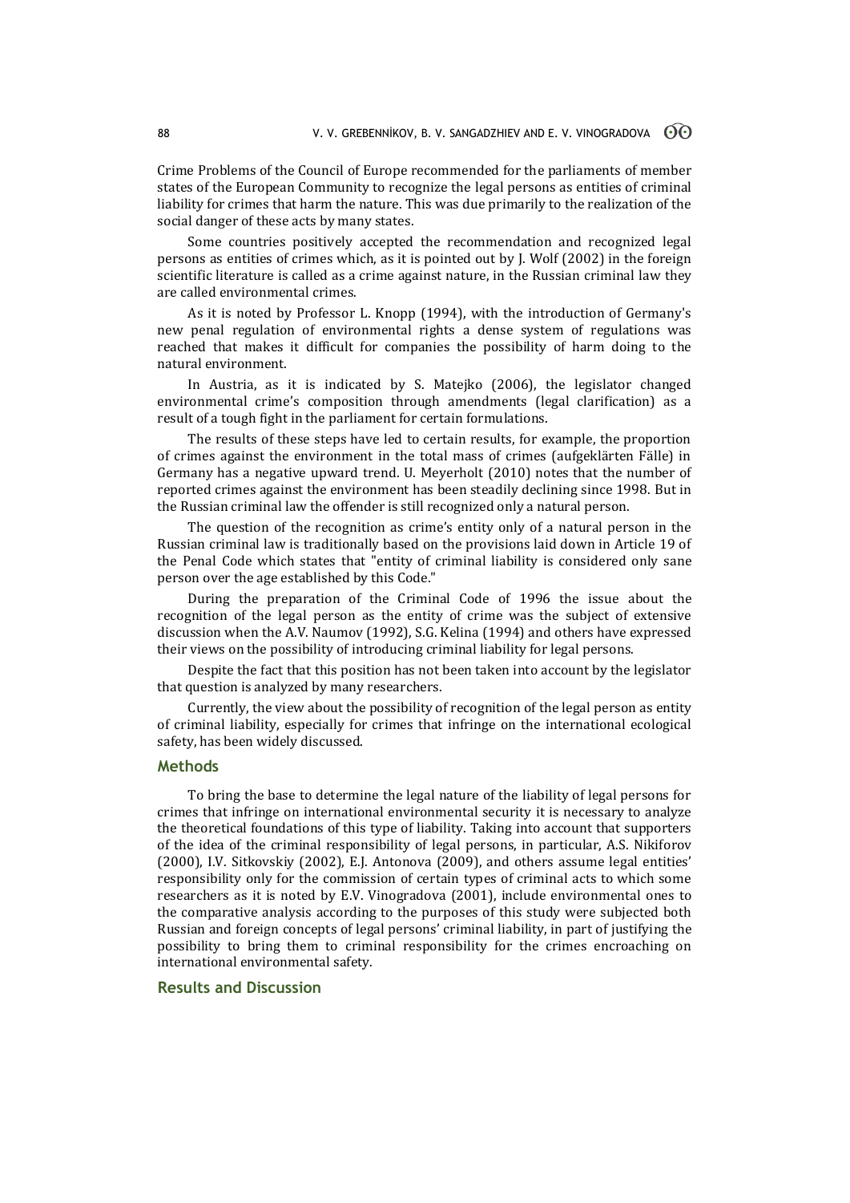Crime Problems of the Council of Europe recommended for the parliaments of member states of the European Community to recognize the legal persons as entities of criminal liability for crimes that harm the nature. This was due primarily to the realization of the social danger of these acts by many states.

Some countries positively accepted the recommendation and recognized legal persons as entities of crimes which, as it is pointed out by J. Wolf (2002) in the foreign scientific literature is called as a crime against nature, in the Russian criminal law they are called environmental crimes.

As it is noted by Professor L. Knopp (1994), with the introduction of Germany's new penal regulation of environmental rights a dense system of regulations was reached that makes it difficult for companies the possibility of harm doing to the natural environment.

In Austria, as it is indicated by S. Matejko (2006), the legislator changed environmental crime's composition through amendments (legal clarification) as a result of a tough fight in the parliament for certain formulations.

The results of these steps have led to certain results, for example, the proportion of crimes against the environment in the total mass of crimes (aufgeklärten Fälle) in Germany has a negative upward trend. U. Meyerholt (2010) notes that the number of reported crimes against the environment has been steadily declining since 1998. But in the Russian criminal law the offender is still recognized only a natural person.

The question of the recognition as crime's entity only of a natural person in the Russian criminal law is traditionally based on the provisions laid down in Article 19 of the Penal Code which states that "entity of criminal liability is considered only sane person over the age established by this Code."

During the preparation of the Criminal Code of 1996 the issue about the recognition of the legal person as the entity of crime was the subject of extensive discussion when the A.V. Naumov (1992), S.G. Kelina (1994) and others have expressed their views on the possibility of introducing criminal liability for legal persons.

Despite the fact that this position has not been taken into account by the legislator that question is analyzed by many researchers.

Currently, the view about the possibility of recognition of the legal person as entity of criminal liability, especially for crimes that infringe on the international ecological safety, has been widely discussed.

## Methods

To bring the base to determine the legal nature of the liability of legal persons for crimes that infringe on international environmental security it is necessary to analyze the theoretical foundations of this type of liability. Taking into account that supporters of the idea of the criminal responsibility of legal persons, in particular, A.S. Nikiforov (2000), I.V. Sitkovskiy (2002), E.J. Antonova (2009), and others assume legal entities' responsibility only for the commission of certain types of criminal acts to which some researchers as it is noted by E.V. Vinogradova (2001), include environmental ones to the comparative analysis according to the purposes of this study were subjected both Russian and foreign concepts of legal persons' criminal liability, in part of justifying the possibility to bring them to criminal responsibility for the crimes encroaching on international environmental safety.

## Results and Discussion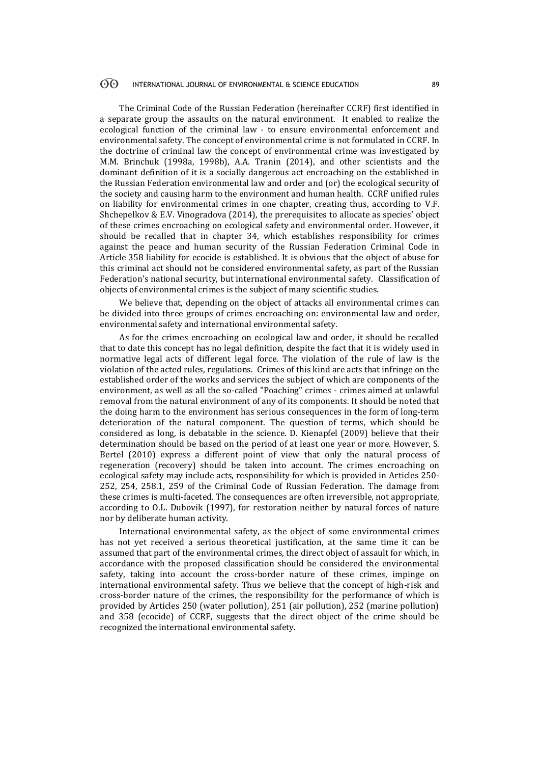The Criminal Code of the Russian Federation (hereinafter CCRF) first identified in a separate group the assaults on the natural environment. It enabled to realize the ecological function of the criminal law - to ensure environmental enforcement and environmental safety. The concept of environmental crime is not formulated in CCRF. In the doctrine of criminal law the concept of environmental crime was investigated by M.M. Brinchuk (1998a, 1998b), A.A. Tranin (2014), and other scientists and the dominant definition of it is a socially dangerous act encroaching on the established in the Russian Federation environmental law and order and (or) the ecological security of the society and causing harm to the environment and human health. CCRF unified rules on liability for environmental crimes in one chapter, creating thus, according to V.F. Shchepelkov & E.V. Vinogradova (2014), the prerequisites to allocate as species' object of these crimes encroaching on ecological safety and environmental order. However, it should be recalled that in chapter 34, which establishes responsibility for crimes against the peace and human security of the Russian Federation Criminal Code in Article 358 liability for ecocide is established. It is obvious that the object of abuse for this criminal act should not be considered environmental safety, as part of the Russian Federation's national security, but international environmental safety. Classification of objects of environmental crimes is the subject of many scientific studies.

We believe that, depending on the object of attacks all environmental crimes can be divided into three groups of crimes encroaching on: environmental law and order, environmental safety and international environmental safety.

As for the crimes encroaching on ecological law and order, it should be recalled that to date this concept has no legal definition, despite the fact that it is widely used in normative legal acts of different legal force. The violation of the rule of law is the violation of the acted rules, regulations. Crimes of this kind are acts that infringe on the established order of the works and services the subject of which are components of the environment, as well as all the so-called "Poaching" crimes - crimes aimed at unlawful removal from the natural environment of any of its components. It should be noted that the doing harm to the environment has serious consequences in the form of long-term deterioration of the natural component. The question of terms, which should be considered as long, is debatable in the science. D. Kienapfel (2009) believe that their determination should be based on the period of at least one year or more. However, S. Bertel (2010) express a different point of view that only the natural process of regeneration (recovery) should be taken into account. The crimes encroaching on ecological safety may include acts, responsibility for which is provided in Articles 250-252, 254, 258.1, 259 of the Criminal Code of Russian Federation. The damage from these crimes is multi-faceted. The consequences are often irreversible, not appropriate, according to O.L. Dubovik (1997), for restoration neither by natural forces of nature nor by deliberate human activity.

International environmental safety, as the object of some environmental crimes has not yet received a serious theoretical justification, at the same time it can be assumed that part of the environmental crimes, the direct object of assault for which, in accordance with the proposed classification should be considered the environmental safety, taking into account the cross-border nature of these crimes, impinge on international environmental safety. Thus we believe that the concept of high-risk and cross-border nature of the crimes, the responsibility for the performance of which is provided by Articles 250 (water pollution), 251 (air pollution), 252 (marine pollution) and 358 (ecocide) of CCRF, suggests that the direct object of the crime should be recognized the international environmental safety.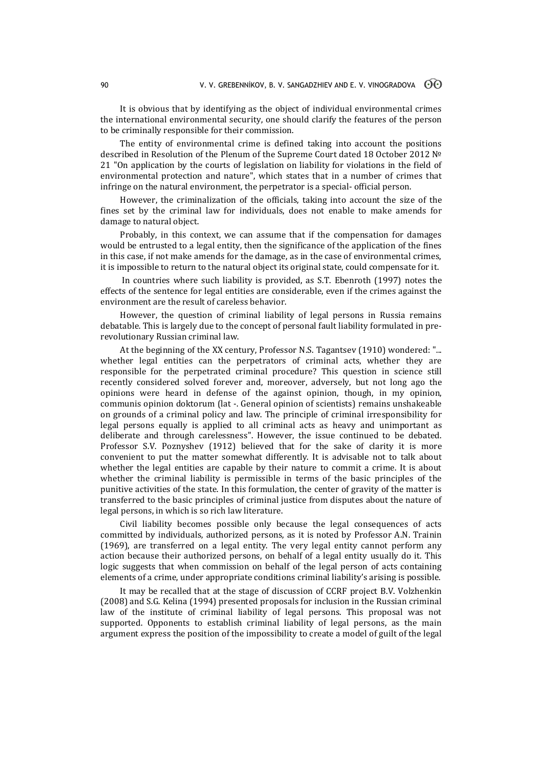It is obvious that by identifying as the object of individual environmental crimes the international environmental security, one should clarify the features of the person to be criminally responsible for their commission.

The entity of environmental crime is defined taking into account the positions described in Resolution of the Plenum of the Supreme Court dated 18 October 2012 № 21 "On application by the courts of legislation on liability for violations in the field of environmental protection and nature", which states that in a number of crimes that infringe on the natural environment, the perpetrator is a special- official person.

However, the criminalization of the officials, taking into account the size of the fines set by the criminal law for individuals, does not enable to make amends for damage to natural object.

Probably, in this context, we can assume that if the compensation for damages would be entrusted to a legal entity, then the significance of the application of the fines in this case, if not make amends for the damage, as in the case of environmental crimes, it is impossible to return to the natural object its original state, could compensate for it.

In countries where such liability is provided, as S.T. Ebenroth (1997) notes the effects of the sentence for legal entities are considerable, even if the crimes against the environment are the result of careless behavior.

However, the question of criminal liability of legal persons in Russia remains debatable. This is largely due to the concept of personal fault liability formulated in pre-revolutionary Russian criminal law.

At the beginning of the XX century, Professor N.S. Tagantsev (1910) wondered: "... whether legal entities can the perpetrators of criminal acts, whether they are responsible for the perpetrated criminal procedure? This question in science still recently considered solved forever and, moreover, adversely, but not long ago the opinions were heard in defense of the against opinion, though, in my opinion, communis opinion doktorum (lat -. General opinion of scientists) remains unshakeable on grounds of a criminal policy and law. The principle of criminal irresponsibility for legal persons equally is applied to all criminal acts as heavy and unimportant as deliberate and through carelessness". However, the issue continued to be debated. Professor S.V. Poznyshev (1912) believed that for the sake of clarity it is more convenient to put the matter somewhat differently. It is advisable not to talk about whether the legal entities are capable by their nature to commit a crime. It is about whether the criminal liability is permissible in terms of the basic principles of the punitive activities of the state. In this formulation, the center of gravity of the matter is transferred to the basic principles of criminal justice from disputes about the nature of legal persons, in which is so rich law literature.

Civil liability becomes possible only because the legal consequences of acts committed by individuals, authorized persons, as it is noted by Professor A.N. Trainin (1969), are transferred on a legal entity. The very legal entity cannot perform any action because their authorized persons, on behalf of a legal entity usually do it. This logic suggests that when commission on behalf of the legal person of acts containing elements of a crime, under appropriate conditions criminal liability's arising is possible.

It may be recalled that at the stage of discussion of CCRF project B.V. Volzhenkin (2008) and S.G. Kelina (1994) presented proposals for inclusion in the Russian criminal law of the institute of criminal liability of legal persons. This proposal was not supported. Opponents to establish criminal liability of legal persons, as the main argument express the position of the impossibility to create a model of guilt of the legal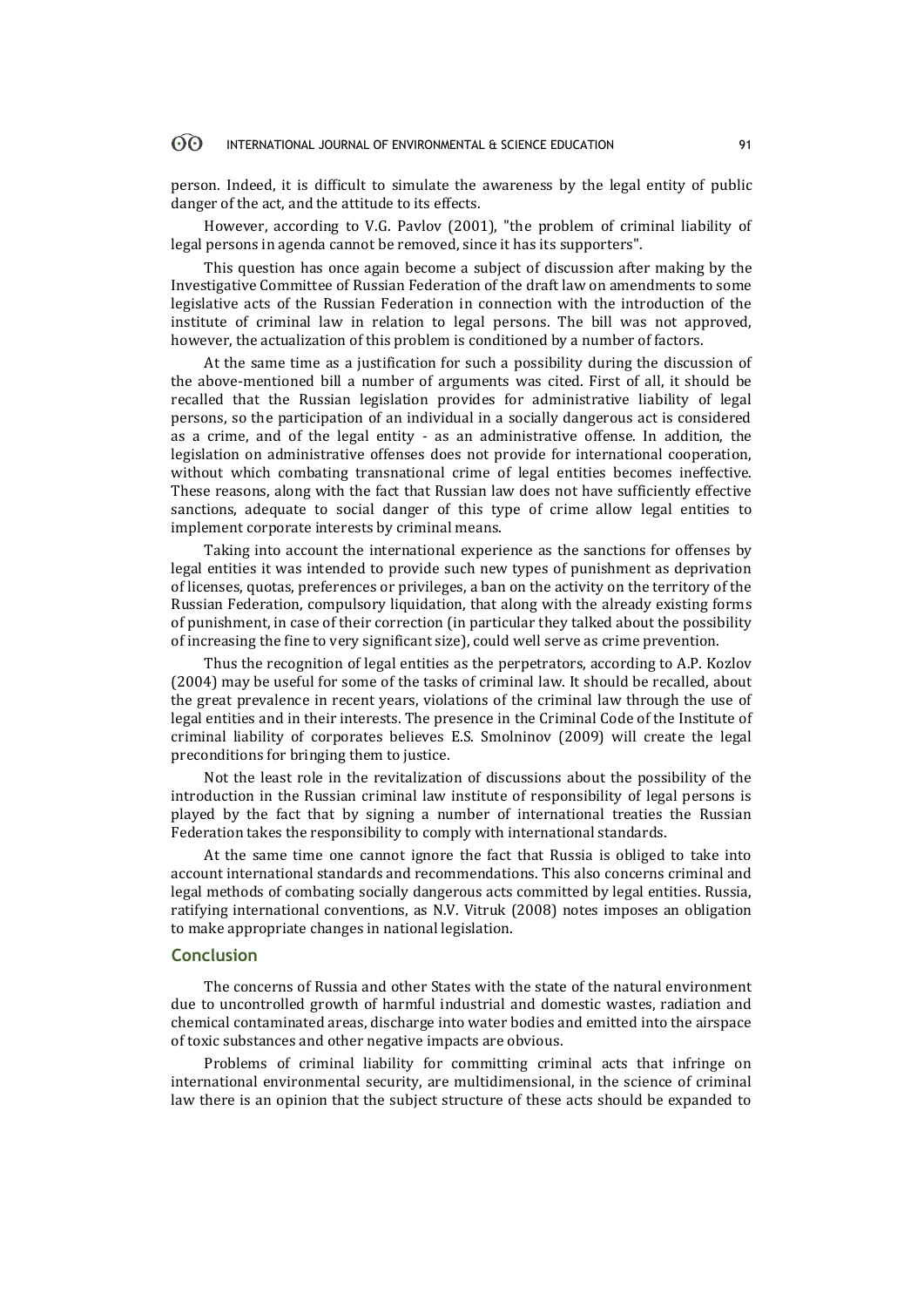person. Indeed, it is difficult to simulate the awareness by the legal entity of public danger of the act, and the attitude to its effects.

However, according to V.G. Pavlov (2001), "the problem of criminal liability of legal persons in agenda cannot be removed, since it has its supporters".

This question has once again become a subject of discussion after making by the Investigative Committee of Russian Federation of the draft law on amendments to some legislative acts of the Russian Federation in connection with the introduction of the institute of criminal law in relation to legal persons. The bill was not approved, however, the actualization of this problem is conditioned by a number of factors.

At the same time as a justification for such a possibility during the discussion of the above-mentioned bill a number of arguments was cited. First of all, it should be recalled that the Russian legislation provides for administrative liability of legal persons, so the participation of an individual in a socially dangerous act is considered as a crime, and of the legal entity - as an administrative offense. In addition, the legislation on administrative offenses does not provide for international cooperation, without which combating transnational crime of legal entities becomes ineffective. These reasons, along with the fact that Russian law does not have sufficiently effective sanctions, adequate to social danger of this type of crime allow legal entities to implement corporate interests by criminal means.

Taking into account the international experience as the sanctions for offenses by legal entities it was intended to provide such new types of punishment as deprivation of licenses, quotas, preferences or privileges, a ban on the activity on the territory of the Russian Federation, compulsory liquidation, that along with the already existing forms of punishment, in case of their correction (in particular they talked about the possibility of increasing the fine to very significant size), could well serve as crime prevention.

Thus the recognition of legal entities as the perpetrators, according to A.P. Kozlov (2004) may be useful for some of the tasks of criminal law. It should be recalled, about the great prevalence in recent years, violations of the criminal law through the use of legal entities and in their interests. The presence in the Criminal Code of the Institute of criminal liability of corporates believes E.S. Smolninov (2009) will create the legal preconditions for bringing them to justice.

Not the least role in the revitalization of discussions about the possibility of the introduction in the Russian criminal law institute of responsibility of legal persons is played by the fact that by signing a number of international treaties the Russian Federation takes the responsibility to comply with international standards.

At the same time one cannot ignore the fact that Russia is obliged to take into account international standards and recommendations. This also concerns criminal and legal methods of combating socially dangerous acts committed by legal entities. Russia, ratifying international conventions, as N.V. Vitruk (2008) notes imposes an obligation to make appropriate changes in national legislation.

## Conclusion

The concerns of Russia and other States with the state of the natural environment due to uncontrolled growth of harmful industrial and domestic wastes, radiation and chemical contaminated areas, discharge into water bodies and emitted into the airspace of toxic substances and other negative impacts are obvious.

Problems of criminal liability for committing criminal acts that infringe on international environmental security, are multidimensional, in the science of criminal law there is an opinion that the subject structure of these acts should be expanded to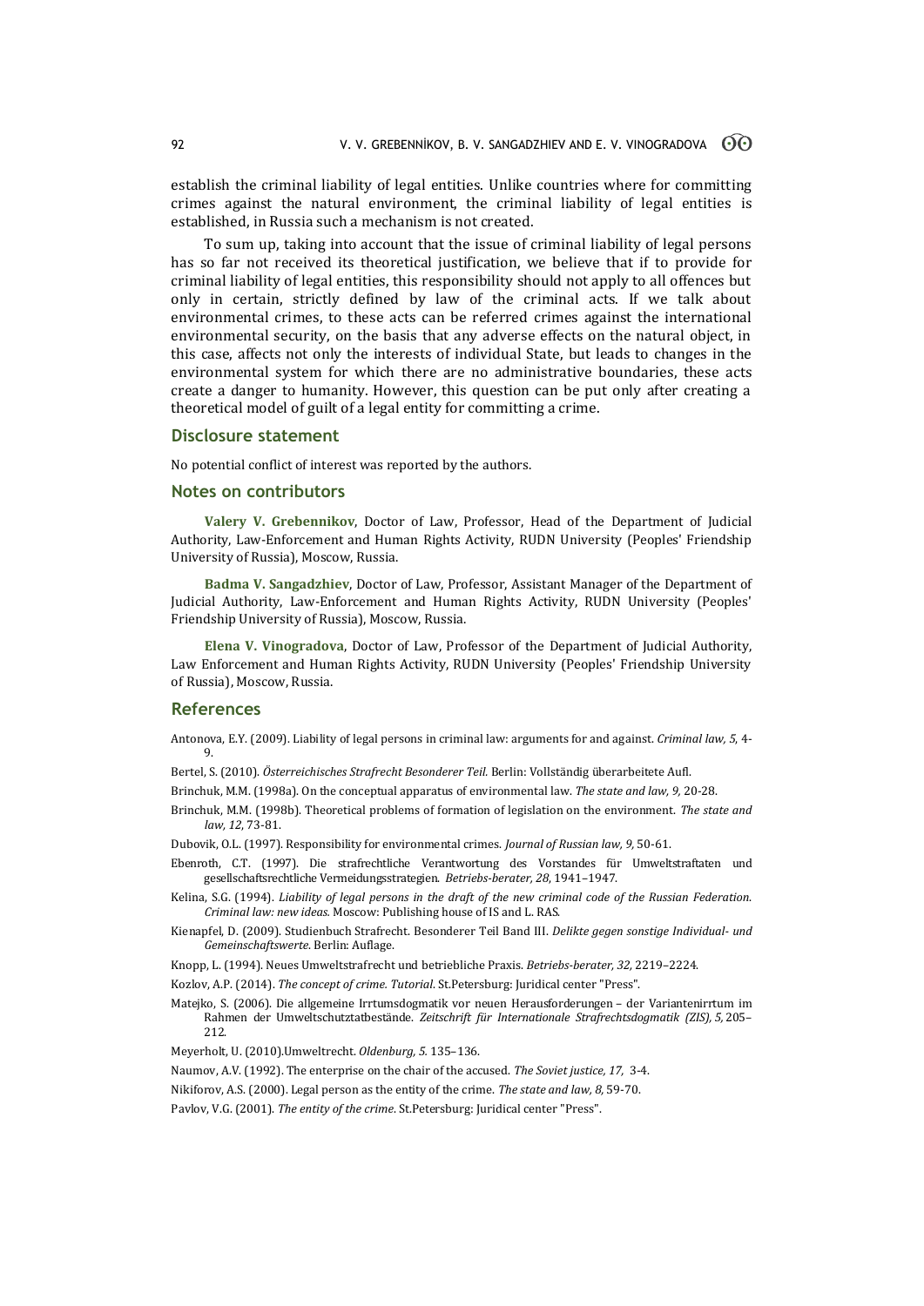establish the criminal liability of legal entities. Unlike countries where for committing crimes against the natural environment, the criminal liability of legal entities is established, in Russia such a mechanism is not created.

To sum up, taking into account that the issue of criminal liability of legal persons has so far not received its theoretical justification, we believe that if to provide for criminal liability of legal entities, this responsibility should not apply to all offences but only in certain, strictly defined by law of the criminal acts. If we talk about environmental crimes, to these acts can be referred crimes against the international environmental security, on the basis that any adverse effects on the natural object, in this case, affects not only the interests of individual State, but leads to changes in the environmental system for which there are no administrative boundaries, these acts create a danger to humanity. However, this question can be put only after creating a theoretical model of guilt of a legal entity for committing a crime.

## Disclosure statement

No potential conflict of interest was reported by the authors.

## Notes on contributors

**Valery V. Grebennikov**, Doctor of Law, Professor, Head of the Department of Judicial Authority, Law-Enforcement and Human Rights Activity, RUDN University (Peoples' Friendship University of Russia), Moscow, Russia.

**Badma V. Sangadzhiev**, Doctor of Law, Professor, Assistant Manager of the Department of Judicial Authority, Law-Enforcement and Human Rights Activity, RUDN University (Peoples' Friendship University of Russia), Moscow, Russia.

**Elena V. Vinogradova**, Doctor of Law, Professor of the Department of Judicial Authority, Law Enforcement and Human Rights Activity, RUDN University (Peoples' Friendship University of Russia), Moscow, Russia.

## References

Antonova, E.Y. (2009). Liability of legal persons in criminal law: arguments for and against. *Criminal law, 5*, 4-9.

Bertel, S. (2010). *Österreichisches Strafrecht Besonderer Teil.* Berlin: Vollständig überarbeitete Aufl.

Brinchuk, M.M. (1998a). On the conceptual apparatus of environmental law. *The state and law, 9,* 20-28.

Brinchuk, M.M. (1998b). Theoretical problems of formation of legislation on the environment. *The state and law, 12*, 73-81.

Dubovik, O.L. (1997). Responsibility for environmental crimes. *Journal of Russian law, 9,* 50-61.

Ebenroth, C.T. (1997). Die strafrechtliche Verantwortung des Vorstandes für Umweltstraftaten und gesellschaftsrechtliche Vermeidungsstrategien. *Betriebs-berater, 28*, 1941–1947.

Kelina, S.G. (1994). *Liability of legal persons in the draft of the new criminal code of the Russian Federation. Criminal law: new ideas.* Moscow: Publishing house of IS and L. RAS.

Kienapfel, D. (2009). Studienbuch Strafrecht. Besonderer Teil Band III. *Delikte gegen sonstige Individual- und Gemeinschaftswerte.* Berlin: Auflage.

Knopp, L. (1994). Neues Umweltstrafrecht und betriebliche Praxis. *Betriebs-berater, 32,* 2219–2224.

Kozlov, A.P. (2014). *The concept of crime. Tutorial*. St.Petersburg: Juridical center "Press".

Matejko, S. (2006). Die allgemeine Irrtumsdogmatik vor neuen Herausforderungen – der Variantenirrtum im Rahmen der Umweltschutztatbestände. *Zeitschrift für Internationale Strafrechtsdogmatik (ZIS), 5,* 205–212.

Meyerholt, U. (2010).Umweltrecht. *Oldenburg, 5.* 135–136.

Naumov, A.V. (1992). The enterprise on the chair of the accused. *The Soviet justice, 17,* 3-4.

Nikiforov, A.S. (2000). Legal person as the entity of the crime. *The state and law, 8,* 59-70.

Pavlov, V.G. (2001). *The entity of the crime.* St.Petersburg: Juridical center "Press".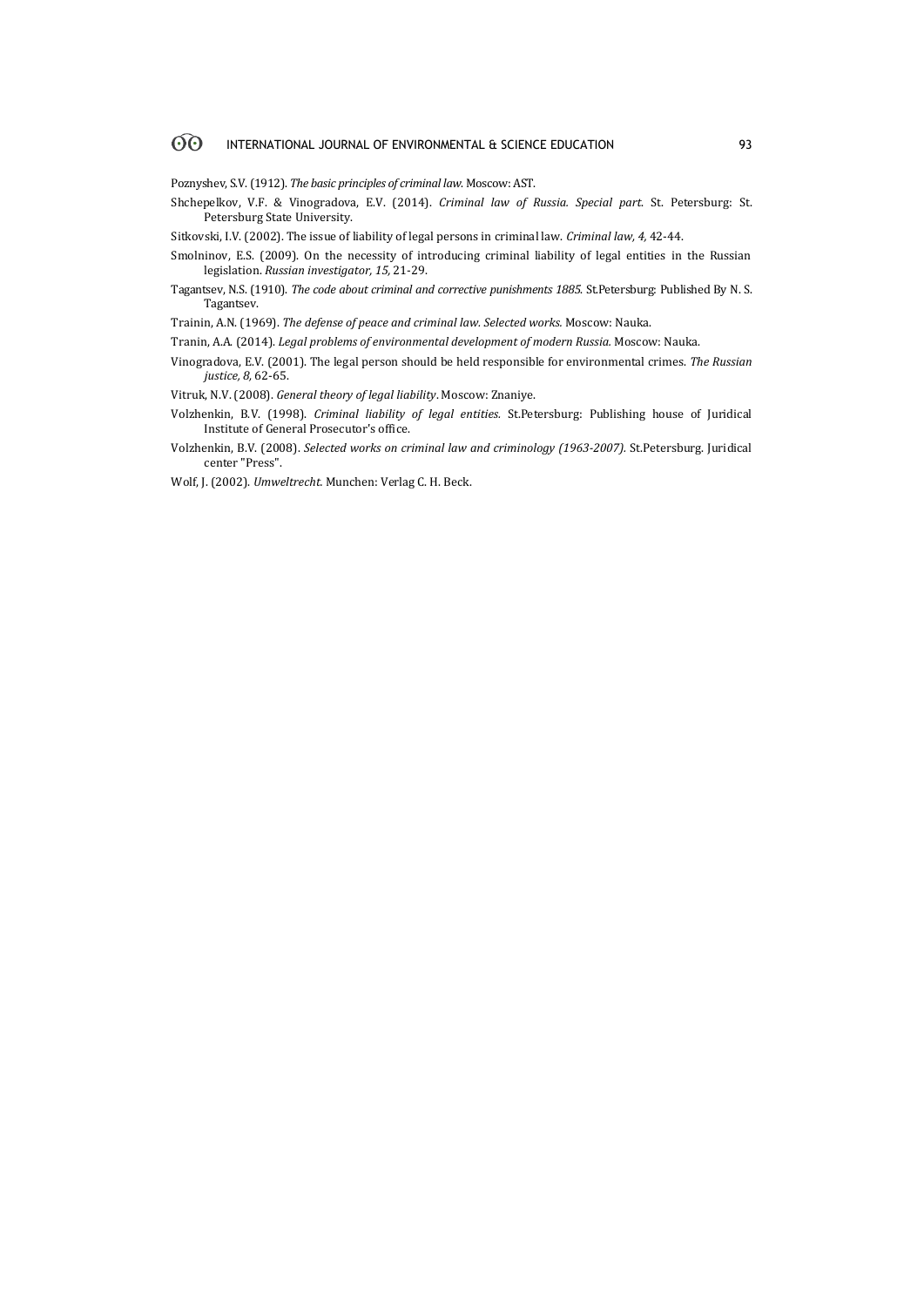Poznyshev, S.V. (1912). *The basic principles of criminal law.* Moscow: AST.

Shchepelkov, V.F. & Vinogradova, E.V. (2014). *Criminal law of Russia. Special part.* St. Petersburg: St. Petersburg State University.

Sitkovski, I.V. (2002). The issue of liability of legal persons in criminal law. *Criminal law, 4,* 42-44.

Smolninov, E.S. (2009). On the necessity of introducing criminal liability of legal entities in the Russian legislation. *Russian investigator, 15,* 21-29.

Tagantsev, N.S. (1910). *The code about criminal and corrective punishments 1885.* St.Petersburg: Published By N. S. Tagantsev.

Trainin, A.N. (1969). *The defense of peace and criminal law. Selected works.* Moscow: Nauka.

Tranin, A.A. (2014). *Legal problems of environmental development of modern Russia.* Moscow: Nauka.

Vinogradova, E.V. (2001). The legal person should be held responsible for environmental crimes. *The Russian justice, 8,* 62-65.

Vitruk, N.V. (2008). *General theory of legal liability*. Moscow: Znaniye.

Volzhenkin, B.V. (1998). *Criminal liability of legal entities.* St.Petersburg: Publishing house of Juridical Institute of General Prosecutor's office.

Volzhenkin, B.V. (2008). *Selected works on criminal law and criminology (1963-2007).* St.Petersburg. Juridical center "Press".

Wolf, J. (2002). *Umweltrecht.* Munchen: Verlag C. H. Beck.